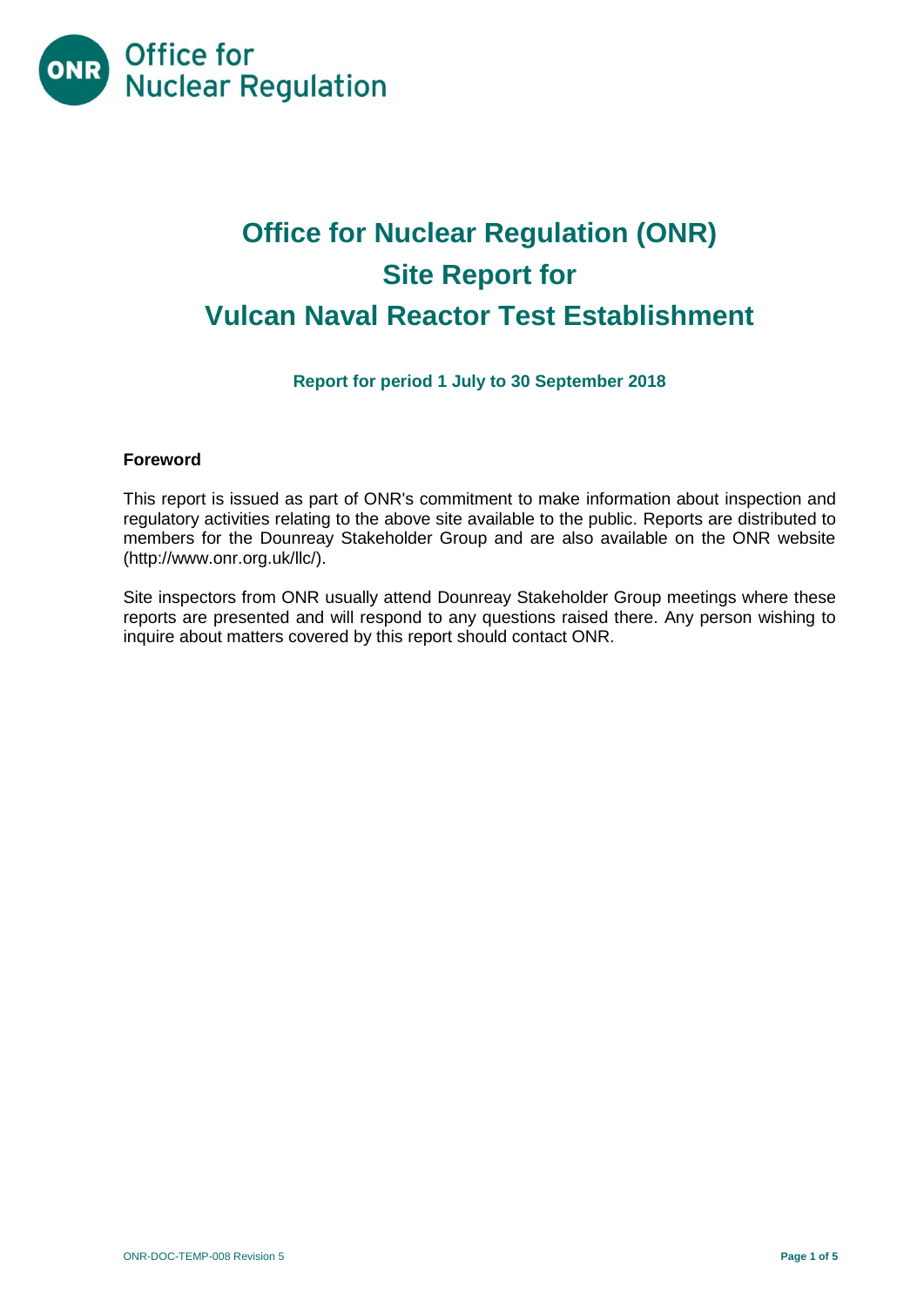Office for Nuclear Regulation

# Office for Nuclear Regulation (ONR) Site Report for Vulcan Naval Reactor Test Establishment

**Report for period 1 July to 30 September 2018**

### Foreword

This report is issued as part of ONR's commitment to make information about inspection and regulatory activities relating to the above site available to the public. Reports are distributed to members for the Dounreay Stakeholder Group and are also available on the ONR website (http://www.onr.org.uk/llc/).

Site inspectors from ONR usually attend Dounreay Stakeholder Group meetings where these reports are presented and will respond to any questions raised there. Any person wishing to inquire about matters covered by this report should contact ONR.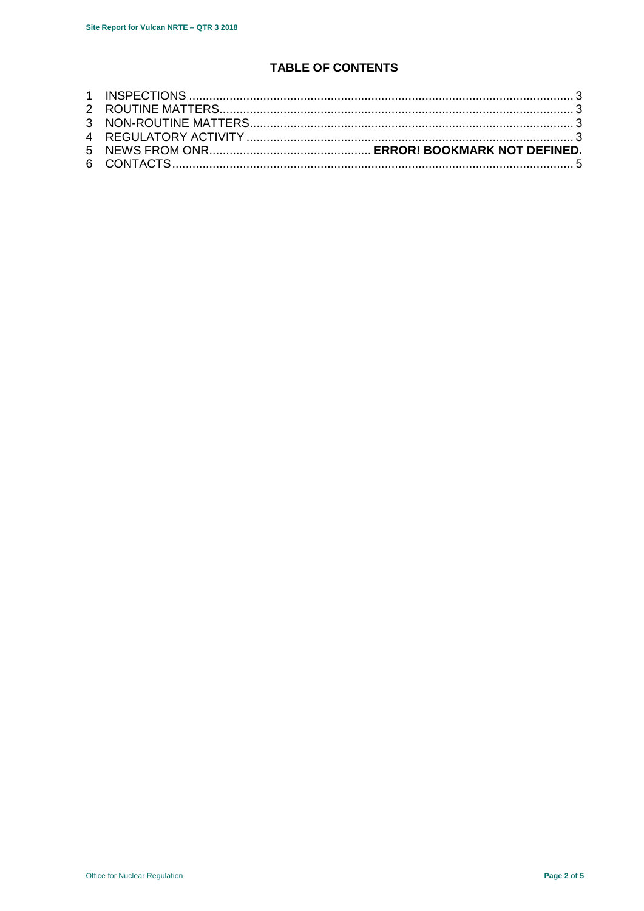## TABLE OF CONTENTS

1 INSPECTIONS .................................................................................................................. 3
2 ROUTINE MATTERS........................................................................................................ 3
3 NON-ROUTINE MATTERS............................................................................................... 3
4 REGULATORY ACTIVITY ................................................................................................ 3
5 NEWS FROM ONR................................................ **ERROR! BOOKMARK NOT DEFINED.**
6 CONTACTS....................................................................................................................... 5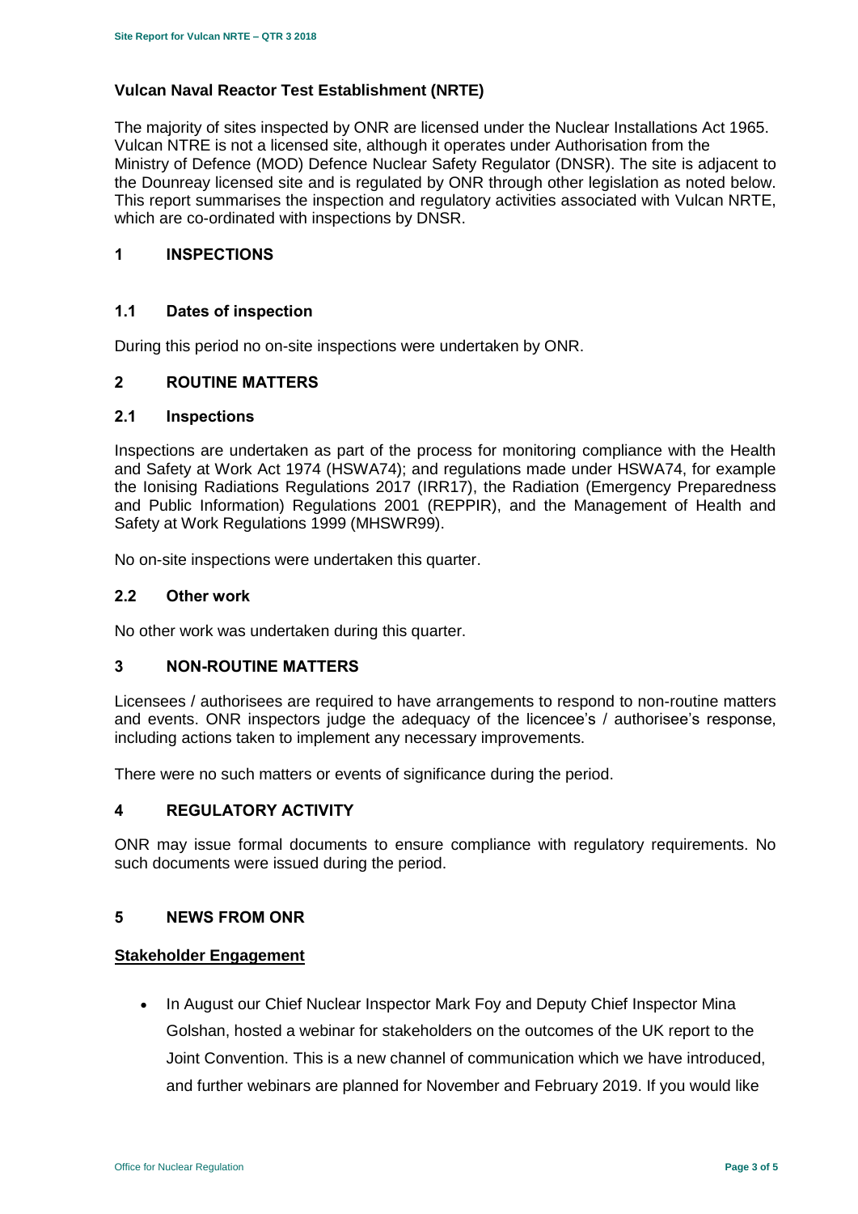## Vulcan Naval Reactor Test Establishment (NRTE)

The majority of sites inspected by ONR are licensed under the Nuclear Installations Act 1965. Vulcan NTRE is not a licensed site, although it operates under Authorisation from the Ministry of Defence (MOD) Defence Nuclear Safety Regulator (DNSR). The site is adjacent to the Dounreay licensed site and is regulated by ONR through other legislation as noted below. This report summarises the inspection and regulatory activities associated with Vulcan NRTE, which are co-ordinated with inspections by DNSR.

## 1 INSPECTIONS

### 1.1 Dates of inspection

During this period no on-site inspections were undertaken by ONR.

## 2 ROUTINE MATTERS

### 2.1 Inspections

Inspections are undertaken as part of the process for monitoring compliance with the Health and Safety at Work Act 1974 (HSWA74); and regulations made under HSWA74, for example the Ionising Radiations Regulations 2017 (IRR17), the Radiation (Emergency Preparedness and Public Information) Regulations 2001 (REPPIR), and the Management of Health and Safety at Work Regulations 1999 (MHSWR99).

No on-site inspections were undertaken this quarter.

### 2.2 Other work

No other work was undertaken during this quarter.

## 3 NON-ROUTINE MATTERS

Licensees / authorisees are required to have arrangements to respond to non-routine matters and events. ONR inspectors judge the adequacy of the licencee's / authorisee's response, including actions taken to implement any necessary improvements.

There were no such matters or events of significance during the period.

## 4 REGULATORY ACTIVITY

ONR may issue formal documents to ensure compliance with regulatory requirements. No such documents were issued during the period.

## 5 NEWS FROM ONR

**Stakeholder Engagement**

- In August our Chief Nuclear Inspector Mark Foy and Deputy Chief Inspector Mina Golshan, hosted a webinar for stakeholders on the outcomes of the UK report to the Joint Convention. This is a new channel of communication which we have introduced, and further webinars are planned for November and February 2019. If you would like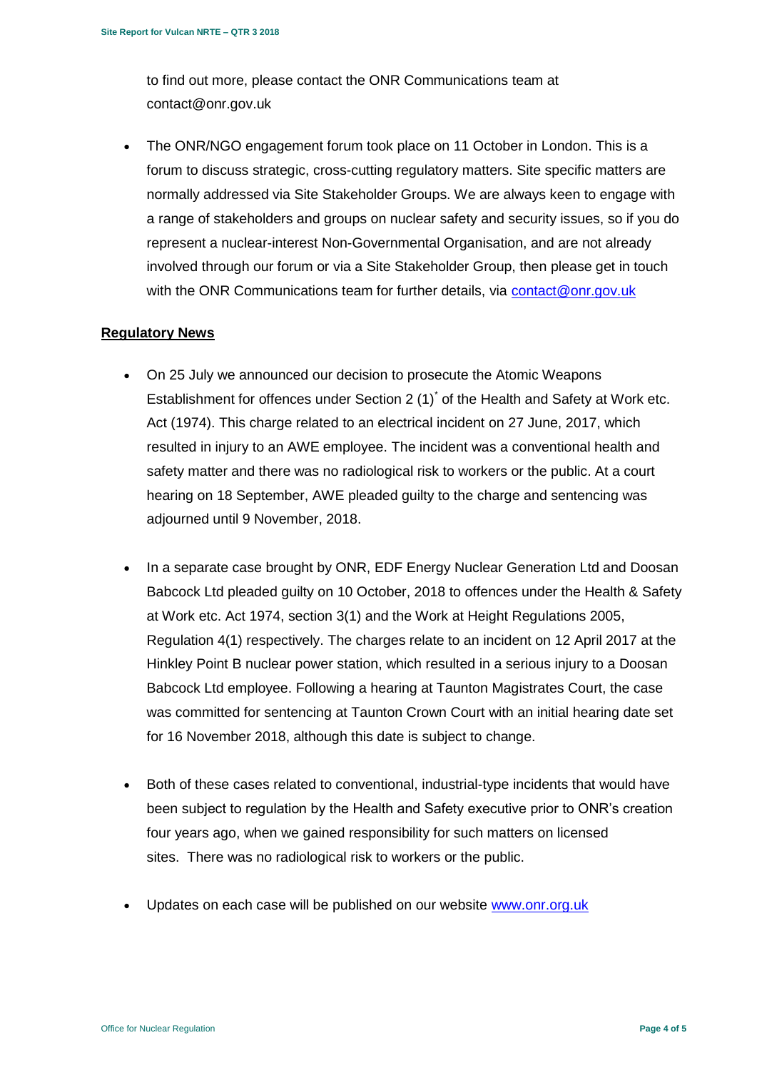to find out more, please contact the ONR Communications team at contact@onr.gov.uk

- The ONR/NGO engagement forum took place on 11 October in London. This is a forum to discuss strategic, cross-cutting regulatory matters. Site specific matters are normally addressed via Site Stakeholder Groups. We are always keen to engage with a range of stakeholders and groups on nuclear safety and security issues, so if you do represent a nuclear-interest Non-Governmental Organisation, and are not already involved through our forum or via a Site Stakeholder Group, then please get in touch with the ONR Communications team for further details, via [contact@onr.gov.uk](mailto:contact@onr.gov.uk)

## Regulatory News

- On 25 July we announced our decision to prosecute the Atomic Weapons Establishment for offences under Section 2 (1)* of the Health and Safety at Work etc. Act (1974). This charge related to an electrical incident on 27 June, 2017, which resulted in injury to an AWE employee. The incident was a conventional health and safety matter and there was no radiological risk to workers or the public. At a court hearing on 18 September, AWE pleaded guilty to the charge and sentencing was adjourned until 9 November, 2018.

- In a separate case brought by ONR, EDF Energy Nuclear Generation Ltd and Doosan Babcock Ltd pleaded guilty on 10 October, 2018 to offences under the Health & Safety at Work etc. Act 1974, section 3(1) and the Work at Height Regulations 2005, Regulation 4(1) respectively. The charges relate to an incident on 12 April 2017 at the Hinkley Point B nuclear power station, which resulted in a serious injury to a Doosan Babcock Ltd employee. Following a hearing at Taunton Magistrates Court, the case was committed for sentencing at Taunton Crown Court with an initial hearing date set for 16 November 2018, although this date is subject to change.

- Both of these cases related to conventional, industrial-type incidents that would have been subject to regulation by the Health and Safety executive prior to ONR's creation four years ago, when we gained responsibility for such matters on licensed sites. There was no radiological risk to workers or the public.

- Updates on each case will be published on our website [www.onr.org.uk](http://www.onr.org.uk)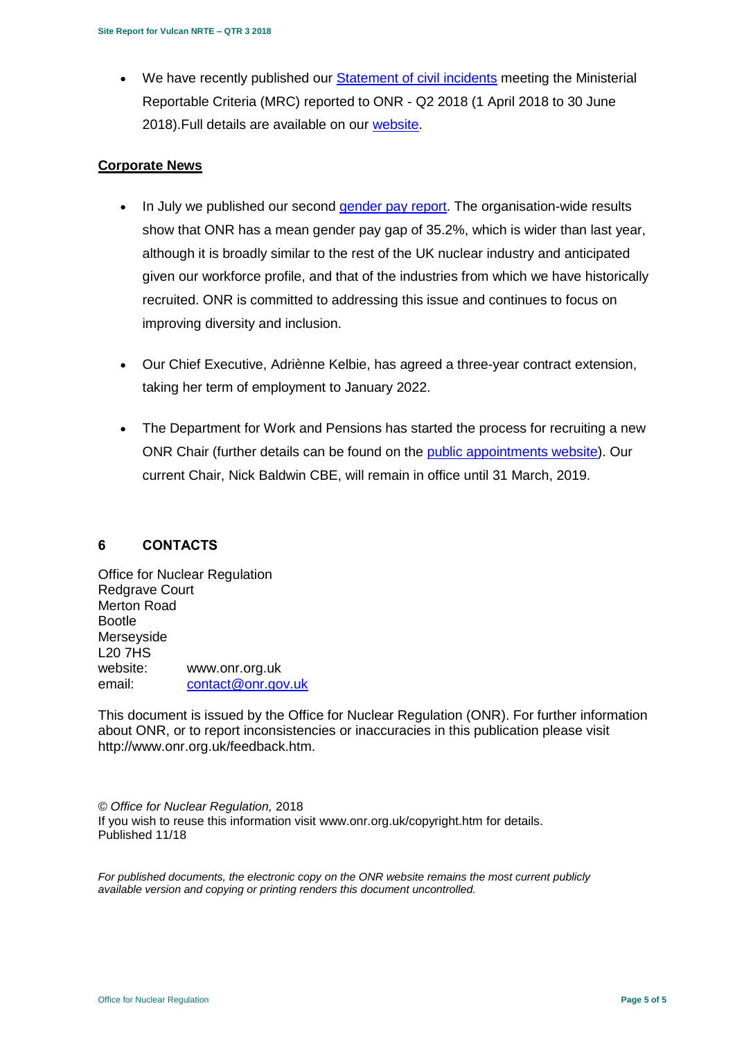- We have recently published our Statement of civil incidents meeting the Ministerial Reportable Criteria (MRC) reported to ONR - Q2 2018 (1 April 2018 to 30 June 2018).Full details are available on our website.

**Corporate News**

- In July we published our second gender pay report. The organisation-wide results show that ONR has a mean gender pay gap of 35.2%, which is wider than last year, although it is broadly similar to the rest of the UK nuclear industry and anticipated given our workforce profile, and that of the industries from which we have historically recruited. ONR is committed to addressing this issue and continues to focus on improving diversity and inclusion.

- Our Chief Executive, Adriènne Kelbie, has agreed a three-year contract extension, taking her term of employment to January 2022.

- The Department for Work and Pensions has started the process for recruiting a new ONR Chair (further details can be found on the public appointments website). Our current Chair, Nick Baldwin CBE, will remain in office until 31 March, 2019.

## 6 CONTACTS

Office for Nuclear Regulation
Redgrave Court
Merton Road
Bootle
Merseyside
L20 7HS
website: www.onr.org.uk
email: contact@onr.gov.uk

This document is issued by the Office for Nuclear Regulation (ONR). For further information about ONR, or to report inconsistencies or inaccuracies in this publication please visit http://www.onr.org.uk/feedback.htm.

© *Office for Nuclear Regulation,* 2018
If you wish to reuse this information visit www.onr.org.uk/copyright.htm for details.
Published 11/18

*For published documents, the electronic copy on the ONR website remains the most current publicly available version and copying or printing renders this document uncontrolled.*